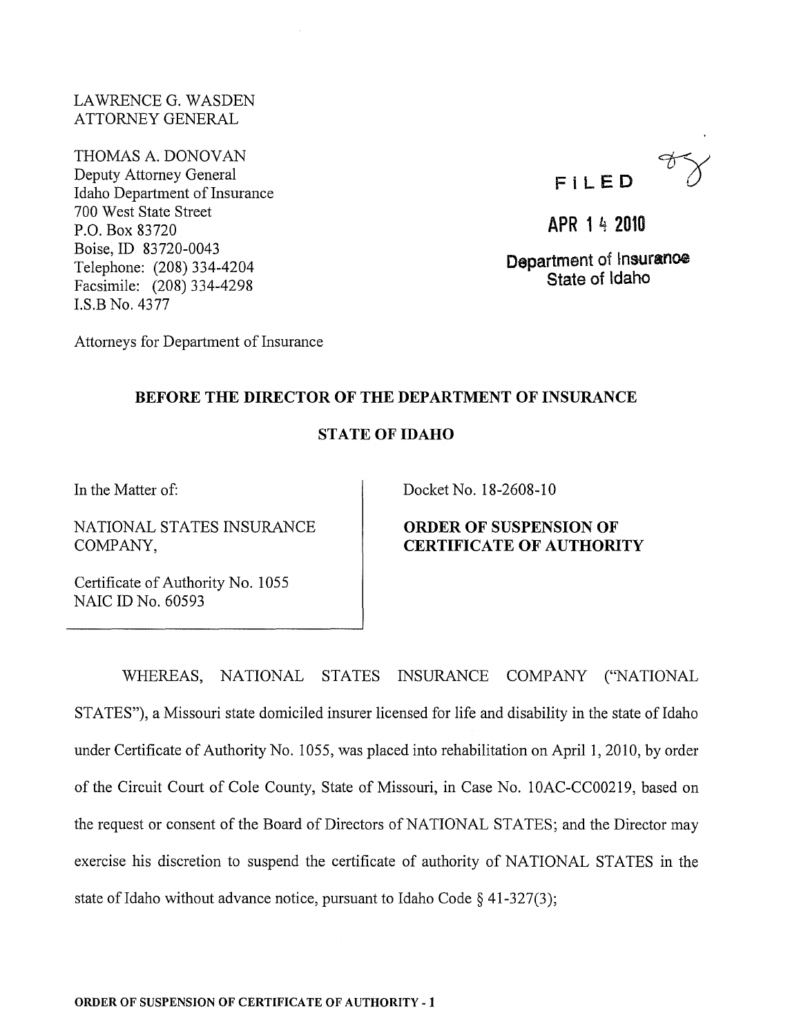LAWRENCE G. WASDEN
ATTORNEY GENERAL

THOMAS A. DONOVAN
Deputy Attorney General
Idaho Department of Insurance
700 West State Street
P.O. Box 83720
Boise, ID 83720-0043
Telephone: (208) 334-4204
Facsimile: (208) 334-4298
I.S.B No. 4377

FILED

APR 14 2010

Department of Insurance
State of Idaho

Attorneys for Department of Insurance

## BEFORE THE DIRECTOR OF THE DEPARTMENT OF INSURANCE

## STATE OF IDAHO

In the Matter of:

NATIONAL STATES INSURANCE COMPANY,

Certificate of Authority No. 1055
NAIC ID No. 60593

Docket No. 18-2608-10

**ORDER OF SUSPENSION OF CERTIFICATE OF AUTHORITY**

WHEREAS, NATIONAL STATES INSURANCE COMPANY ("NATIONAL STATES"), a Missouri state domiciled insurer licensed for life and disability in the state of Idaho under Certificate of Authority No. 1055, was placed into rehabilitation on April 1, 2010, by order of the Circuit Court of Cole County, State of Missouri, in Case No. 10AC-CC00219, based on the request or consent of the Board of Directors of NATIONAL STATES; and the Director may exercise his discretion to suspend the certificate of authority of NATIONAL STATES in the state of Idaho without advance notice, pursuant to Idaho Code § 41-327(3);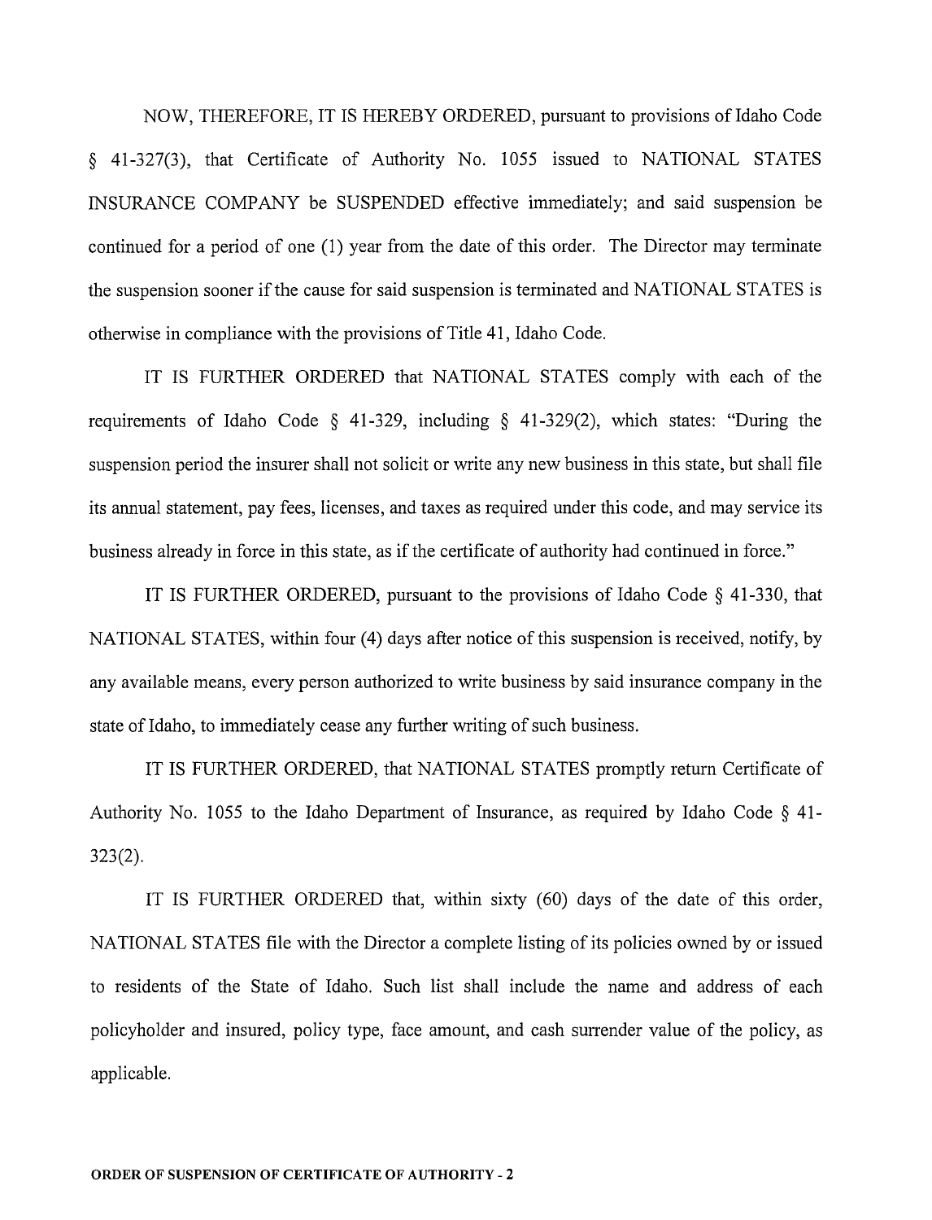NOW, THEREFORE, IT IS HEREBY ORDERED, pursuant to provisions of Idaho Code § 41-327(3), that Certificate of Authority No. 1055 issued to NATIONAL STATES INSURANCE COMPANY be SUSPENDED effective immediately; and said suspension be continued for a period of one (1) year from the date of this order. The Director may terminate the suspension sooner if the cause for said suspension is terminated and NATIONAL STATES is otherwise in compliance with the provisions of Title 41, Idaho Code.

IT IS FURTHER ORDERED that NATIONAL STATES comply with each of the requirements of Idaho Code § 41-329, including § 41-329(2), which states: "During the suspension period the insurer shall not solicit or write any new business in this state, but shall file its annual statement, pay fees, licenses, and taxes as required under this code, and may service its business already in force in this state, as if the certificate of authority had continued in force."

IT IS FURTHER ORDERED, pursuant to the provisions of Idaho Code § 41-330, that NATIONAL STATES, within four (4) days after notice of this suspension is received, notify, by any available means, every person authorized to write business by said insurance company in the state of Idaho, to immediately cease any further writing of such business.

IT IS FURTHER ORDERED, that NATIONAL STATES promptly return Certificate of Authority No. 1055 to the Idaho Department of Insurance, as required by Idaho Code § 41-323(2).

IT IS FURTHER ORDERED that, within sixty (60) days of the date of this order, NATIONAL STATES file with the Director a complete listing of its policies owned by or issued to residents of the State of Idaho. Such list shall include the name and address of each policyholder and insured, policy type, face amount, and cash surrender value of the policy, as applicable.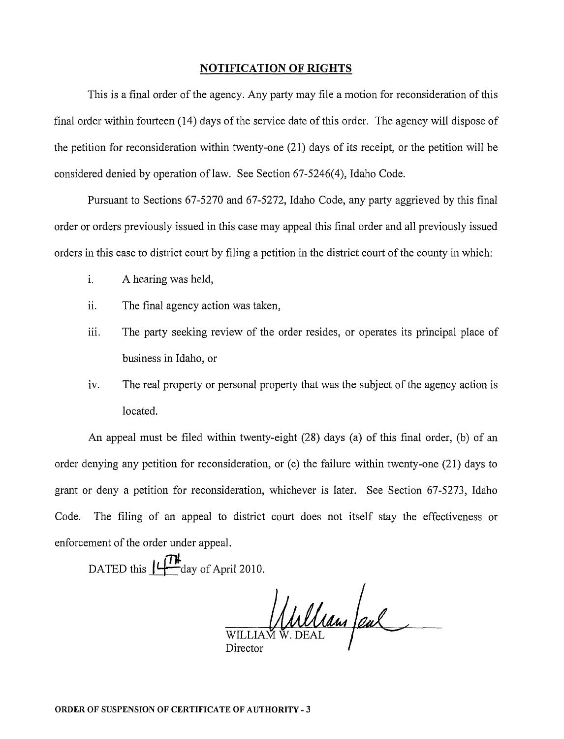## NOTIFICATION OF RIGHTS

This is a final order of the agency. Any party may file a motion for reconsideration of this final order within fourteen (14) days of the service date of this order. The agency will dispose of the petition for reconsideration within twenty-one (21) days of its receipt, or the petition will be considered denied by operation of law. See Section 67-5246(4), Idaho Code.

Pursuant to Sections 67-5270 and 67-5272, Idaho Code, any party aggrieved by this final order or orders previously issued in this case may appeal this final order and all previously issued orders in this case to district court by filing a petition in the district court of the county in which:

i. A hearing was held,

ii. The final agency action was taken,

iii. The party seeking review of the order resides, or operates its principal place of business in Idaho, or

iv. The real property or personal property that was the subject of the agency action is located.

An appeal must be filed within twenty-eight (28) days (a) of this final order, (b) of an order denying any petition for reconsideration, or (c) the failure within twenty-one (21) days to grant or deny a petition for reconsideration, whichever is later. See Section 67-5273, Idaho Code. The filing of an appeal to district court does not itself stay the effectiveness or enforcement of the order under appeal.

DATED this 14TH day of April 2010.

WILLIAM W. DEAL
Director

ORDER OF SUSPENSION OF CERTIFICATE OF AUTHORITY - 3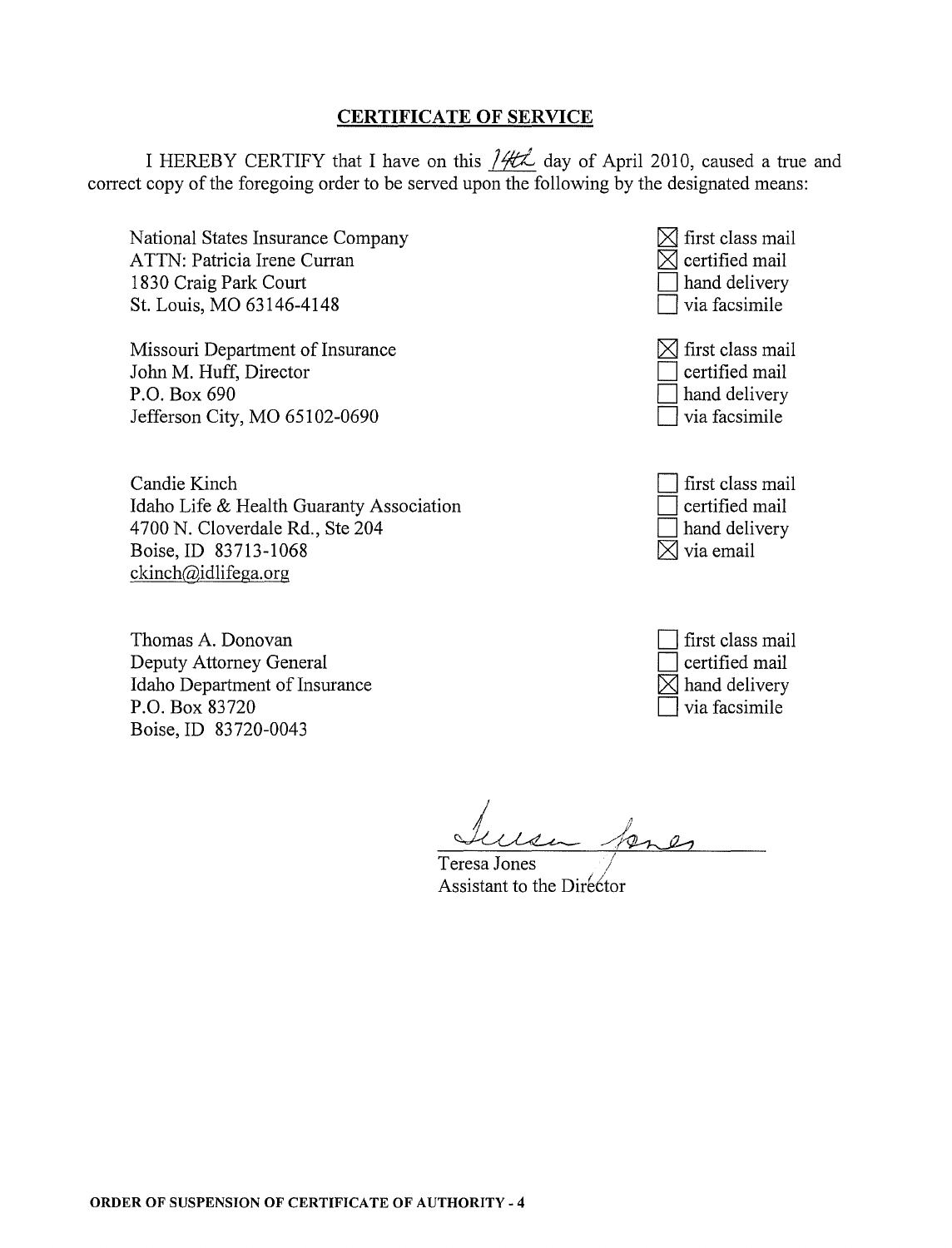## CERTIFICATE OF SERVICE

I HEREBY CERTIFY that I have on this 14th day of April 2010, caused a true and correct copy of the foregoing order to be served upon the following by the designated means:

| | |
|---|---|
| National States Insurance Company<br>ATTN: Patricia Irene Curran<br>1830 Craig Park Court<br>St. Louis, MO 63146-4148 | ☒ first class mail<br>☒ certified mail<br>☐ hand delivery<br>☐ via facsimile |
| Missouri Department of Insurance<br>John M. Huff, Director<br>P.O. Box 690<br>Jefferson City, MO 65102-0690 | ☒ first class mail<br>☐ certified mail<br>☐ hand delivery<br>☐ via facsimile |
| Candie Kinch<br>Idaho Life & Health Guaranty Association<br>4700 N. Cloverdale Rd., Ste 204<br>Boise, ID 83713-1068<br>ckinch@idlifega.org | ☐ first class mail<br>☐ certified mail<br>☐ hand delivery<br>☒ via email |
| Thomas A. Donovan<br>Deputy Attorney General<br>Idaho Department of Insurance<br>P.O. Box 83720<br>Boise, ID 83720-0043 | ☐ first class mail<br>☐ certified mail<br>☒ hand delivery<br>☐ via facsimile |

Teresa Jones
Assistant to the Director

ORDER OF SUSPENSION OF CERTIFICATE OF AUTHORITY - 4